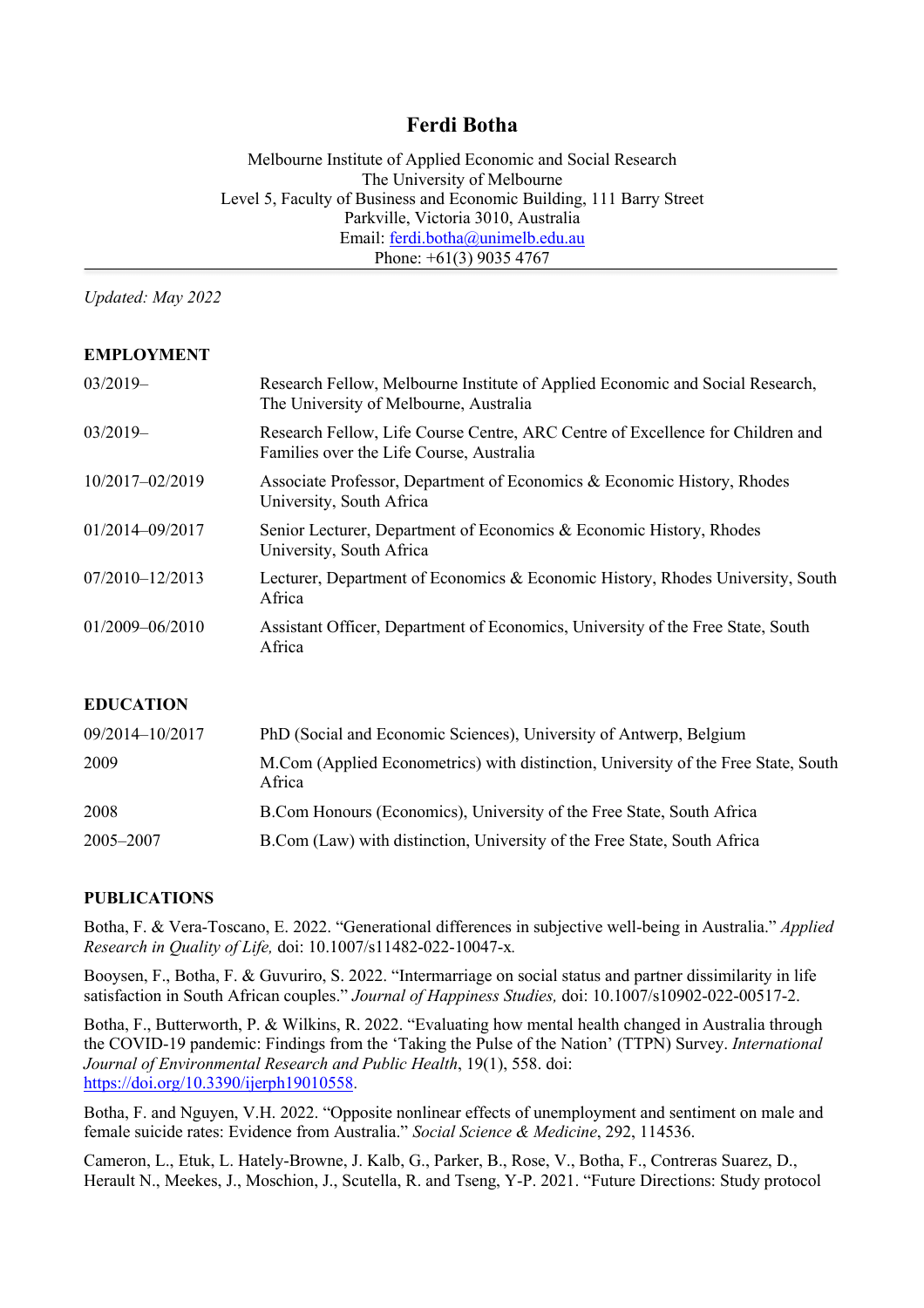# Ferdi Botha

Melbourne Institute of Applied Economic and Social Research
The University of Melbourne
Level 5, Faculty of Business and Economic Building, 111 Barry Street
Parkville, Victoria 3010, Australia
Email: ferdi.botha@unimelb.edu.au
Phone: +61(3) 9035 4767

*Updated: May 2022*

## EMPLOYMENT

| | |
|---|---|
| 03/2019– | Research Fellow, Melbourne Institute of Applied Economic and Social Research, The University of Melbourne, Australia |
| 03/2019– | Research Fellow, Life Course Centre, ARC Centre of Excellence for Children and Families over the Life Course, Australia |
| 10/2017–02/2019 | Associate Professor, Department of Economics & Economic History, Rhodes University, South Africa |
| 01/2014–09/2017 | Senior Lecturer, Department of Economics & Economic History, Rhodes University, South Africa |
| 07/2010–12/2013 | Lecturer, Department of Economics & Economic History, Rhodes University, South Africa |
| 01/2009–06/2010 | Assistant Officer, Department of Economics, University of the Free State, South Africa |

## EDUCATION

| | |
|---|---|
| 09/2014–10/2017 | PhD (Social and Economic Sciences), University of Antwerp, Belgium |
| 2009 | M.Com (Applied Econometrics) with distinction, University of the Free State, South Africa |
| 2008 | B.Com Honours (Economics), University of the Free State, South Africa |
| 2005–2007 | B.Com (Law) with distinction, University of the Free State, South Africa |

## PUBLICATIONS

Botha, F. & Vera-Toscano, E. 2022. "Generational differences in subjective well-being in Australia." *Applied Research in Quality of Life,* doi: 10.1007/s11482-022-10047-x*.*

Booysen, F., Botha, F. & Guvuriro, S. 2022. "Intermarriage on social status and partner dissimilarity in life satisfaction in South African couples." *Journal of Happiness Studies,* doi: 10.1007/s10902-022-00517-2.

Botha, F., Butterworth, P. & Wilkins, R. 2022. "Evaluating how mental health changed in Australia through the COVID-19 pandemic: Findings from the 'Taking the Pulse of the Nation' (TTPN) Survey. *International Journal of Environmental Research and Public Health*, 19(1), 558. doi: https://doi.org/10.3390/ijerph19010558.

Botha, F. and Nguyen, V.H. 2022. "Opposite nonlinear effects of unemployment and sentiment on male and female suicide rates: Evidence from Australia." *Social Science & Medicine*, 292, 114536.

Cameron, L., Etuk, L. Hately-Browne, J. Kalb, G., Parker, B., Rose, V., Botha, F., Contreras Suarez, D., Herault N., Meekes, J., Moschion, J., Scutella, R. and Tseng, Y-P. 2021. "Future Directions: Study protocol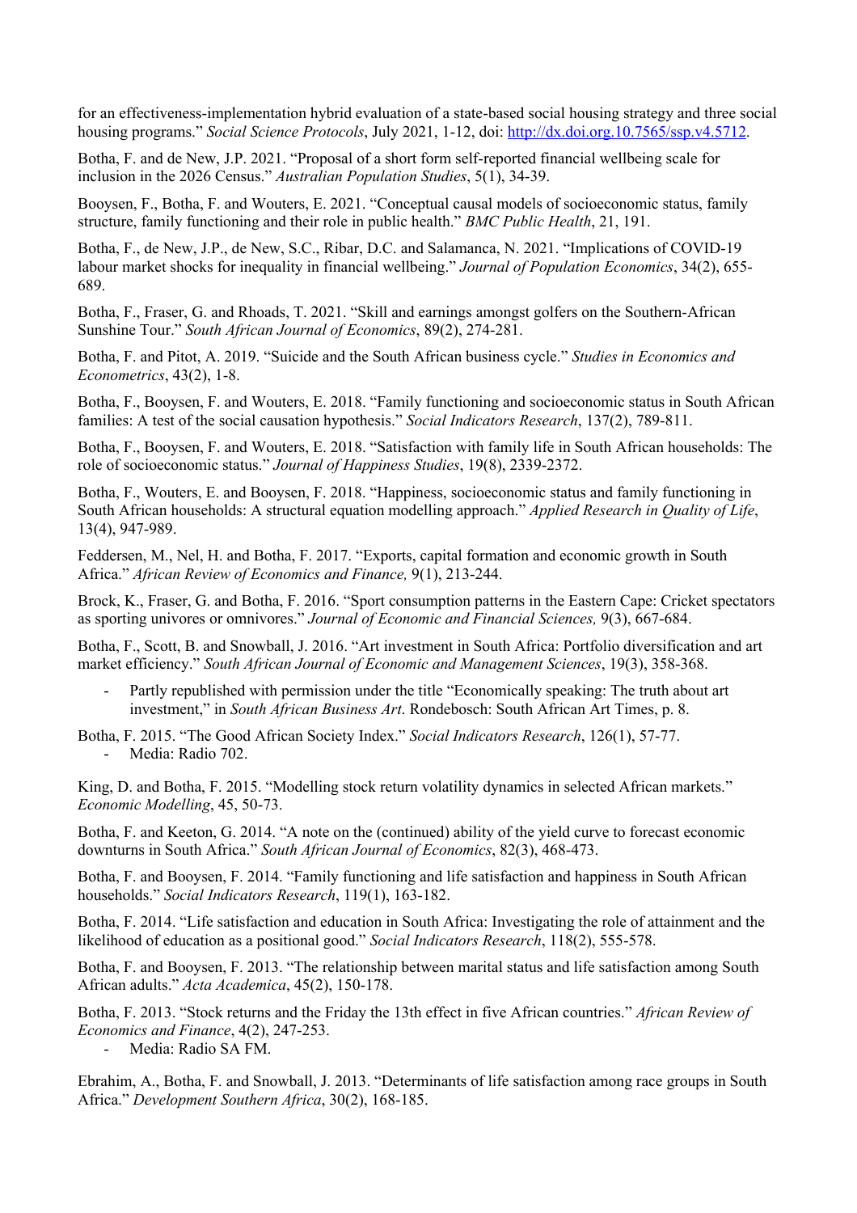for an effectiveness-implementation hybrid evaluation of a state-based social housing strategy and three social housing programs." *Social Science Protocols*, July 2021, 1-12, doi: http://dx.doi.org.10.7565/ssp.v4.5712.

Botha, F. and de New, J.P. 2021. "Proposal of a short form self-reported financial wellbeing scale for inclusion in the 2026 Census." *Australian Population Studies*, 5(1), 34-39.

Booysen, F., Botha, F. and Wouters, E. 2021. "Conceptual causal models of socioeconomic status, family structure, family functioning and their role in public health." *BMC Public Health*, 21, 191.

Botha, F., de New, J.P., de New, S.C., Ribar, D.C. and Salamanca, N. 2021. "Implications of COVID-19 labour market shocks for inequality in financial wellbeing." *Journal of Population Economics*, 34(2), 655-689.

Botha, F., Fraser, G. and Rhoads, T. 2021. "Skill and earnings amongst golfers on the Southern-African Sunshine Tour." *South African Journal of Economics*, 89(2), 274-281.

Botha, F. and Pitot, A. 2019. "Suicide and the South African business cycle." *Studies in Economics and Econometrics*, 43(2), 1-8.

Botha, F., Booysen, F. and Wouters, E. 2018. "Family functioning and socioeconomic status in South African families: A test of the social causation hypothesis." *Social Indicators Research*, 137(2), 789-811.

Botha, F., Booysen, F. and Wouters, E. 2018. "Satisfaction with family life in South African households: The role of socioeconomic status." *Journal of Happiness Studies*, 19(8), 2339-2372.

Botha, F., Wouters, E. and Booysen, F. 2018. "Happiness, socioeconomic status and family functioning in South African households: A structural equation modelling approach." *Applied Research in Quality of Life*, 13(4), 947-989.

Feddersen, M., Nel, H. and Botha, F. 2017. "Exports, capital formation and economic growth in South Africa." *African Review of Economics and Finance,* 9(1), 213-244.

Brock, K., Fraser, G. and Botha, F. 2016. "Sport consumption patterns in the Eastern Cape: Cricket spectators as sporting univores or omnivores." *Journal of Economic and Financial Sciences,* 9(3), 667-684.

Botha, F., Scott, B. and Snowball, J. 2016. "Art investment in South Africa: Portfolio diversification and art market efficiency." *South African Journal of Economic and Management Sciences*, 19(3), 358-368.

- Partly republished with permission under the title "Economically speaking: The truth about art investment," in *South African Business Art*. Rondebosch: South African Art Times, p. 8.

Botha, F. 2015. "The Good African Society Index." *Social Indicators Research*, 126(1), 57-77.

- Media: Radio 702.

King, D. and Botha, F. 2015. "Modelling stock return volatility dynamics in selected African markets." *Economic Modelling*, 45, 50-73.

Botha, F. and Keeton, G. 2014. "A note on the (continued) ability of the yield curve to forecast economic downturns in South Africa." *South African Journal of Economics*, 82(3), 468-473.

Botha, F. and Booysen, F. 2014. "Family functioning and life satisfaction and happiness in South African households." *Social Indicators Research*, 119(1), 163-182.

Botha, F. 2014. "Life satisfaction and education in South Africa: Investigating the role of attainment and the likelihood of education as a positional good." *Social Indicators Research*, 118(2), 555-578.

Botha, F. and Booysen, F. 2013. "The relationship between marital status and life satisfaction among South African adults." *Acta Academica*, 45(2), 150-178.

Botha, F. 2013. "Stock returns and the Friday the 13th effect in five African countries." *African Review of Economics and Finance*, 4(2), 247-253.

- Media: Radio SA FM.

Ebrahim, A., Botha, F. and Snowball, J. 2013. "Determinants of life satisfaction among race groups in South Africa." *Development Southern Africa*, 30(2), 168-185.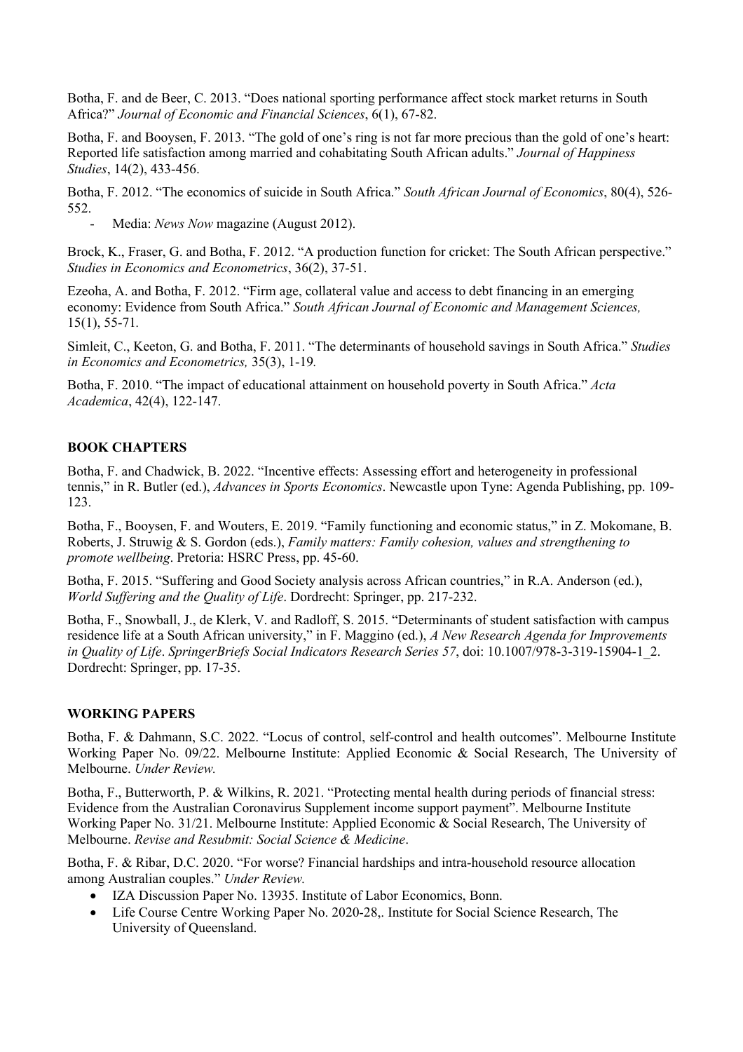Botha, F. and de Beer, C. 2013. "Does national sporting performance affect stock market returns in South Africa?" *Journal of Economic and Financial Sciences*, 6(1), 67-82.

Botha, F. and Booysen, F. 2013. "The gold of one's ring is not far more precious than the gold of one's heart: Reported life satisfaction among married and cohabitating South African adults." *Journal of Happiness Studies*, 14(2), 433-456.

Botha, F. 2012. "The economics of suicide in South Africa." *South African Journal of Economics*, 80(4), 526-552.

- Media: *News Now* magazine (August 2012).

Brock, K., Fraser, G. and Botha, F. 2012. "A production function for cricket: The South African perspective." *Studies in Economics and Econometrics*, 36(2), 37-51.

Ezeoha, A. and Botha, F. 2012. "Firm age, collateral value and access to debt financing in an emerging economy: Evidence from South Africa." *South African Journal of Economic and Management Sciences,* 15(1), 55-71.

Simleit, C., Keeton, G. and Botha, F. 2011. "The determinants of household savings in South Africa." *Studies in Economics and Econometrics,* 35(3), 1-19.

Botha, F. 2010. "The impact of educational attainment on household poverty in South Africa." *Acta Academica*, 42(4), 122-147.

## BOOK CHAPTERS

Botha, F. and Chadwick, B. 2022. "Incentive effects: Assessing effort and heterogeneity in professional tennis," in R. Butler (ed.), *Advances in Sports Economics*. Newcastle upon Tyne: Agenda Publishing, pp. 109-123.

Botha, F., Booysen, F. and Wouters, E. 2019. "Family functioning and economic status," in Z. Mokomane, B. Roberts, J. Struwig & S. Gordon (eds.), *Family matters: Family cohesion, values and strengthening to promote wellbeing*. Pretoria: HSRC Press, pp. 45-60.

Botha, F. 2015. "Suffering and Good Society analysis across African countries," in R.A. Anderson (ed.), *World Suffering and the Quality of Life*. Dordrecht: Springer, pp. 217-232.

Botha, F., Snowball, J., de Klerk, V. and Radloff, S. 2015. "Determinants of student satisfaction with campus residence life at a South African university," in F. Maggino (ed.), *A New Research Agenda for Improvements in Quality of Life*. *SpringerBriefs Social Indicators Research Series 57*, doi: 10.1007/978-3-319-15904-1_2. Dordrecht: Springer, pp. 17-35.

## WORKING PAPERS

Botha, F. & Dahmann, S.C. 2022. "Locus of control, self-control and health outcomes". Melbourne Institute Working Paper No. 09/22. Melbourne Institute: Applied Economic & Social Research, The University of Melbourne. *Under Review.*

Botha, F., Butterworth, P. & Wilkins, R. 2021. "Protecting mental health during periods of financial stress: Evidence from the Australian Coronavirus Supplement income support payment". Melbourne Institute Working Paper No. 31/21. Melbourne Institute: Applied Economic & Social Research, The University of Melbourne. *Revise and Resubmit: Social Science & Medicine*.

Botha, F. & Ribar, D.C. 2020. "For worse? Financial hardships and intra-household resource allocation among Australian couples." *Under Review.*

- IZA Discussion Paper No. 13935. Institute of Labor Economics, Bonn.
- Life Course Centre Working Paper No. 2020-28,. Institute for Social Science Research, The University of Queensland.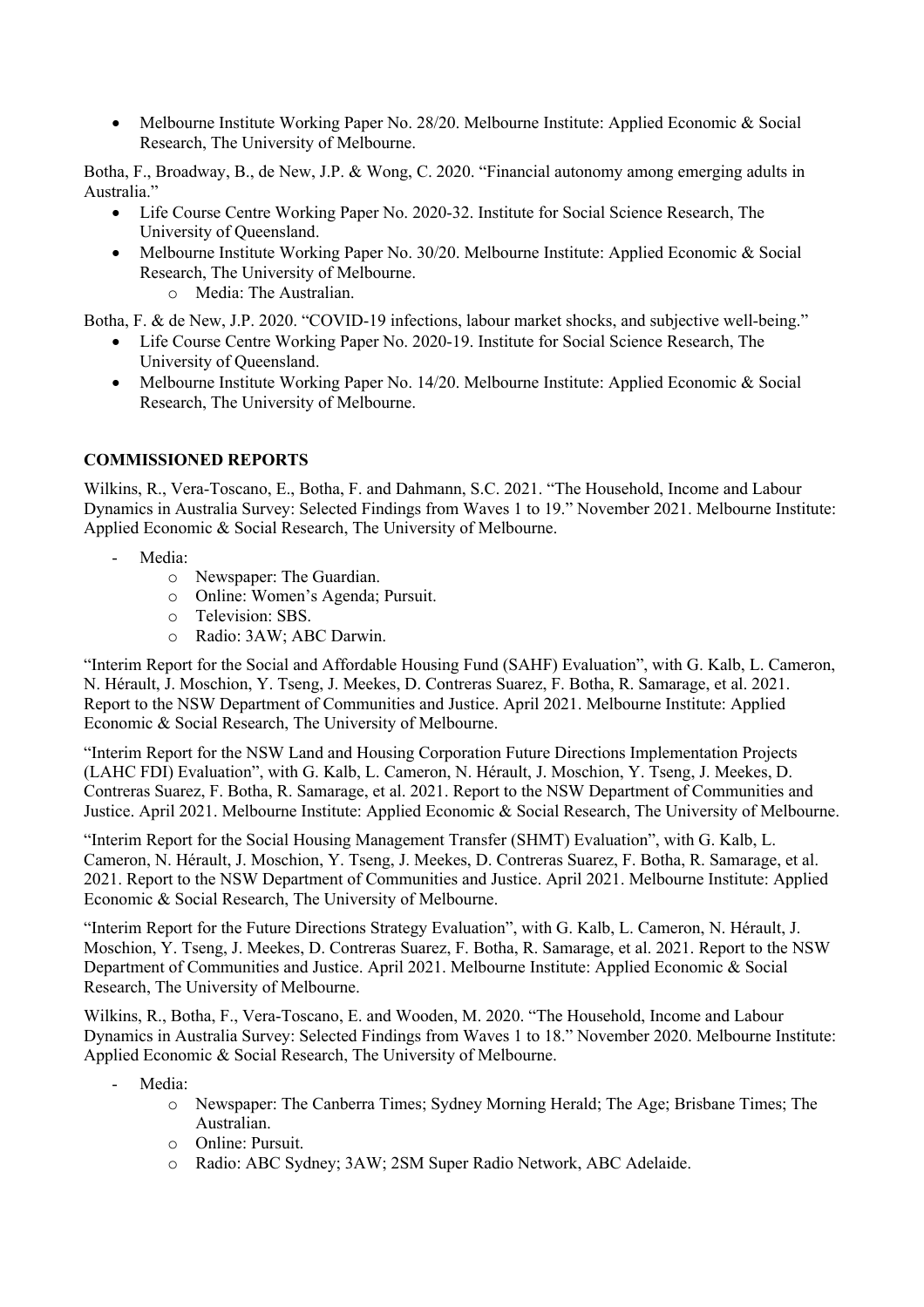- Melbourne Institute Working Paper No. 28/20. Melbourne Institute: Applied Economic & Social Research, The University of Melbourne.

Botha, F., Broadway, B., de New, J.P. & Wong, C. 2020. "Financial autonomy among emerging adults in Australia."

- Life Course Centre Working Paper No. 2020-32. Institute for Social Science Research, The University of Queensland.
- Melbourne Institute Working Paper No. 30/20. Melbourne Institute: Applied Economic & Social Research, The University of Melbourne.
    - Media: The Australian.

Botha, F. & de New, J.P. 2020. "COVID-19 infections, labour market shocks, and subjective well-being."

- Life Course Centre Working Paper No. 2020-19. Institute for Social Science Research, The University of Queensland.
- Melbourne Institute Working Paper No. 14/20. Melbourne Institute: Applied Economic & Social Research, The University of Melbourne.

**COMMISSIONED REPORTS**

Wilkins, R., Vera-Toscano, E., Botha, F. and Dahmann, S.C. 2021. "The Household, Income and Labour Dynamics in Australia Survey: Selected Findings from Waves 1 to 19." November 2021. Melbourne Institute: Applied Economic & Social Research, The University of Melbourne.

- Media:
    - Newspaper: The Guardian.
    - Online: Women's Agenda; Pursuit.
    - Television: SBS.
    - Radio: 3AW; ABC Darwin.

"Interim Report for the Social and Affordable Housing Fund (SAHF) Evaluation", with G. Kalb, L. Cameron, N. Hérault, J. Moschion, Y. Tseng, J. Meekes, D. Contreras Suarez, F. Botha, R. Samarage, et al. 2021. Report to the NSW Department of Communities and Justice. April 2021. Melbourne Institute: Applied Economic & Social Research, The University of Melbourne.

"Interim Report for the NSW Land and Housing Corporation Future Directions Implementation Projects (LAHC FDI) Evaluation", with G. Kalb, L. Cameron, N. Hérault, J. Moschion, Y. Tseng, J. Meekes, D. Contreras Suarez, F. Botha, R. Samarage, et al. 2021. Report to the NSW Department of Communities and Justice. April 2021. Melbourne Institute: Applied Economic & Social Research, The University of Melbourne.

"Interim Report for the Social Housing Management Transfer (SHMT) Evaluation", with G. Kalb, L. Cameron, N. Hérault, J. Moschion, Y. Tseng, J. Meekes, D. Contreras Suarez, F. Botha, R. Samarage, et al. 2021. Report to the NSW Department of Communities and Justice. April 2021. Melbourne Institute: Applied Economic & Social Research, The University of Melbourne.

"Interim Report for the Future Directions Strategy Evaluation", with G. Kalb, L. Cameron, N. Hérault, J. Moschion, Y. Tseng, J. Meekes, D. Contreras Suarez, F. Botha, R. Samarage, et al. 2021. Report to the NSW Department of Communities and Justice. April 2021. Melbourne Institute: Applied Economic & Social Research, The University of Melbourne.

Wilkins, R., Botha, F., Vera-Toscano, E. and Wooden, M. 2020. "The Household, Income and Labour Dynamics in Australia Survey: Selected Findings from Waves 1 to 18." November 2020. Melbourne Institute: Applied Economic & Social Research, The University of Melbourne.

- Media:
    - Newspaper: The Canberra Times; Sydney Morning Herald; The Age; Brisbane Times; The Australian.
    - Online: Pursuit.
    - Radio: ABC Sydney; 3AW; 2SM Super Radio Network, ABC Adelaide.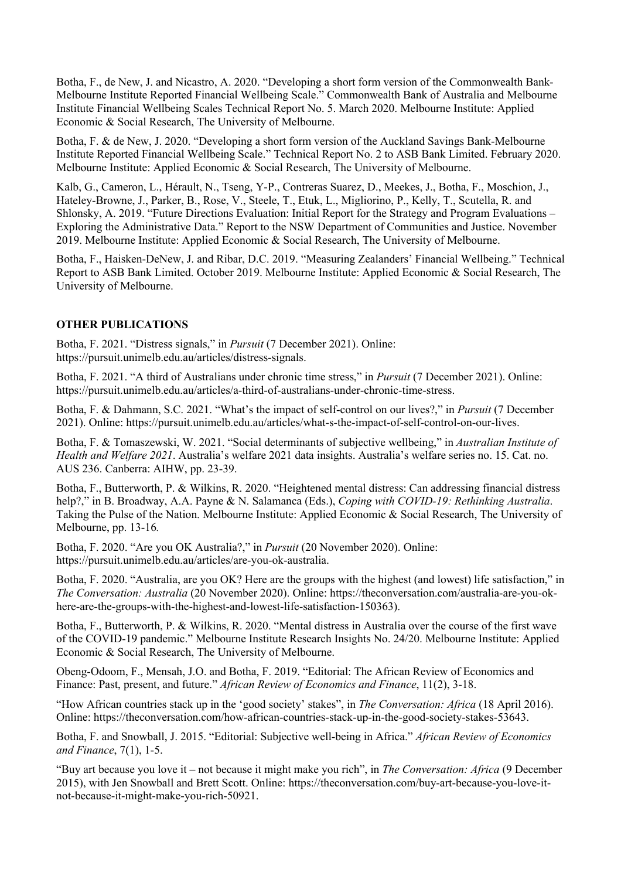Botha, F., de New, J. and Nicastro, A. 2020. "Developing a short form version of the Commonwealth Bank-Melbourne Institute Reported Financial Wellbeing Scale." Commonwealth Bank of Australia and Melbourne Institute Financial Wellbeing Scales Technical Report No. 5. March 2020. Melbourne Institute: Applied Economic & Social Research, The University of Melbourne.

Botha, F. & de New, J. 2020. "Developing a short form version of the Auckland Savings Bank-Melbourne Institute Reported Financial Wellbeing Scale." Technical Report No. 2 to ASB Bank Limited. February 2020. Melbourne Institute: Applied Economic & Social Research, The University of Melbourne.

Kalb, G., Cameron, L., Hérault, N., Tseng, Y-P., Contreras Suarez, D., Meekes, J., Botha, F., Moschion, J., Hateley-Browne, J., Parker, B., Rose, V., Steele, T., Etuk, L., Migliorino, P., Kelly, T., Scutella, R. and Shlonsky, A. 2019. "Future Directions Evaluation: Initial Report for the Strategy and Program Evaluations – Exploring the Administrative Data." Report to the NSW Department of Communities and Justice. November 2019. Melbourne Institute: Applied Economic & Social Research, The University of Melbourne.

Botha, F., Haisken-DeNew, J. and Ribar, D.C. 2019. "Measuring Zealanders' Financial Wellbeing." Technical Report to ASB Bank Limited. October 2019. Melbourne Institute: Applied Economic & Social Research, The University of Melbourne.

**OTHER PUBLICATIONS**

Botha, F. 2021. "Distress signals," in *Pursuit* (7 December 2021). Online: https://pursuit.unimelb.edu.au/articles/distress-signals.

Botha, F. 2021. "A third of Australians under chronic time stress," in *Pursuit* (7 December 2021). Online: https://pursuit.unimelb.edu.au/articles/a-third-of-australians-under-chronic-time-stress.

Botha, F. & Dahmann, S.C. 2021. "What's the impact of self-control on our lives?," in *Pursuit* (7 December 2021). Online: https://pursuit.unimelb.edu.au/articles/what-s-the-impact-of-self-control-on-our-lives.

Botha, F. & Tomaszewski, W. 2021. "Social determinants of subjective wellbeing," in *Australian Institute of Health and Welfare 2021*. Australia's welfare 2021 data insights. Australia's welfare series no. 15. Cat. no. AUS 236. Canberra: AIHW, pp. 23-39.

Botha, F., Butterworth, P. & Wilkins, R. 2020. "Heightened mental distress: Can addressing financial distress help?," in B. Broadway, A.A. Payne & N. Salamanca (Eds.), *Coping with COVID-19: Rethinking Australia*. Taking the Pulse of the Nation. Melbourne Institute: Applied Economic & Social Research, The University of Melbourne, pp. 13-16.

Botha, F. 2020. "Are you OK Australia?," in *Pursuit* (20 November 2020). Online: https://pursuit.unimelb.edu.au/articles/are-you-ok-australia.

Botha, F. 2020. "Australia, are you OK? Here are the groups with the highest (and lowest) life satisfaction," in *The Conversation: Australia* (20 November 2020). Online: https://theconversation.com/australia-are-you-ok-here-are-the-groups-with-the-highest-and-lowest-life-satisfaction-150363).

Botha, F., Butterworth, P. & Wilkins, R. 2020. "Mental distress in Australia over the course of the first wave of the COVID-19 pandemic." Melbourne Institute Research Insights No. 24/20. Melbourne Institute: Applied Economic & Social Research, The University of Melbourne.

Obeng-Odoom, F., Mensah, J.O. and Botha, F. 2019. "Editorial: The African Review of Economics and Finance: Past, present, and future." *African Review of Economics and Finance*, 11(2), 3-18.

"How African countries stack up in the 'good society' stakes", in *The Conversation: Africa* (18 April 2016). Online: https://theconversation.com/how-african-countries-stack-up-in-the-good-society-stakes-53643.

Botha, F. and Snowball, J. 2015. "Editorial: Subjective well-being in Africa." *African Review of Economics and Finance*, 7(1), 1-5.

"Buy art because you love it – not because it might make you rich", in *The Conversation: Africa* (9 December 2015), with Jen Snowball and Brett Scott. Online: https://theconversation.com/buy-art-because-you-love-it-not-because-it-might-make-you-rich-50921.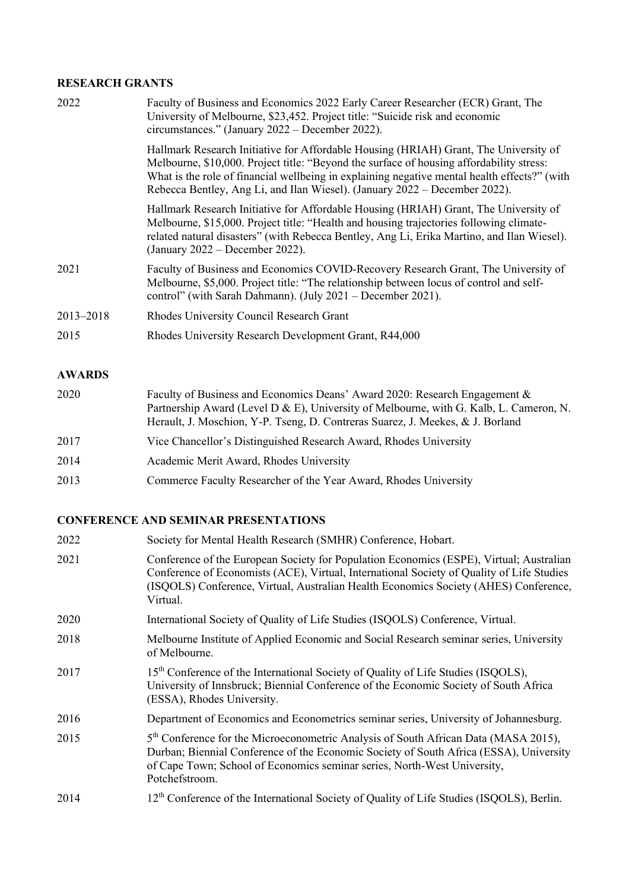## RESEARCH GRANTS

| | |
|---|---|
| 2022 | Faculty of Business and Economics 2022 Early Career Researcher (ECR) Grant, The University of Melbourne, $23,452. Project title: "Suicide risk and economic circumstances." (January 2022 – December 2022). |
| | Hallmark Research Initiative for Affordable Housing (HRIAH) Grant, The University of Melbourne, $10,000. Project title: "Beyond the surface of housing affordability stress: What is the role of financial wellbeing in explaining negative mental health effects?" (with Rebecca Bentley, Ang Li, and Ilan Wiesel). (January 2022 – December 2022). |
| | Hallmark Research Initiative for Affordable Housing (HRIAH) Grant, The University of Melbourne, $15,000. Project title: "Health and housing trajectories following climate-related natural disasters" (with Rebecca Bentley, Ang Li, Erika Martino, and Ilan Wiesel). (January 2022 – December 2022). |
| 2021 | Faculty of Business and Economics COVID-Recovery Research Grant, The University of Melbourne, $5,000. Project title: "The relationship between locus of control and self-control" (with Sarah Dahmann). (July 2021 – December 2021). |
| 2013–2018 | Rhodes University Council Research Grant |
| 2015 | Rhodes University Research Development Grant, R44,000 |

## AWARDS

| | |
|---|---|
| 2020 | Faculty of Business and Economics Deans' Award 2020: Research Engagement & Partnership Award (Level D & E), University of Melbourne, with G. Kalb, L. Cameron, N. Herault, J. Moschion, Y-P. Tseng, D. Contreras Suarez, J. Meekes, & J. Borland |
| 2017 | Vice Chancellor's Distinguished Research Award, Rhodes University |
| 2014 | Academic Merit Award, Rhodes University |
| 2013 | Commerce Faculty Researcher of the Year Award, Rhodes University |

## CONFERENCE AND SEMINAR PRESENTATIONS

| | |
|---|---|
| 2022 | Society for Mental Health Research (SMHR) Conference, Hobart. |
| 2021 | Conference of the European Society for Population Economics (ESPE), Virtual; Australian Conference of Economists (ACE), Virtual, International Society of Quality of Life Studies (ISQOLS) Conference, Virtual, Australian Health Economics Society (AHES) Conference, Virtual. |
| 2020 | International Society of Quality of Life Studies (ISQOLS) Conference, Virtual. |
| 2018 | Melbourne Institute of Applied Economic and Social Research seminar series, University of Melbourne. |
| 2017 | 15th Conference of the International Society of Quality of Life Studies (ISQOLS), University of Innsbruck; Biennial Conference of the Economic Society of South Africa (ESSA), Rhodes University. |
| 2016 | Department of Economics and Econometrics seminar series, University of Johannesburg. |
| 2015 | 5th Conference for the Microeconometric Analysis of South African Data (MASA 2015), Durban; Biennial Conference of the Economic Society of South Africa (ESSA), University of Cape Town; School of Economics seminar series, North-West University, Potchefstroom. |
| 2014 | 12th Conference of the International Society of Quality of Life Studies (ISQOLS), Berlin. |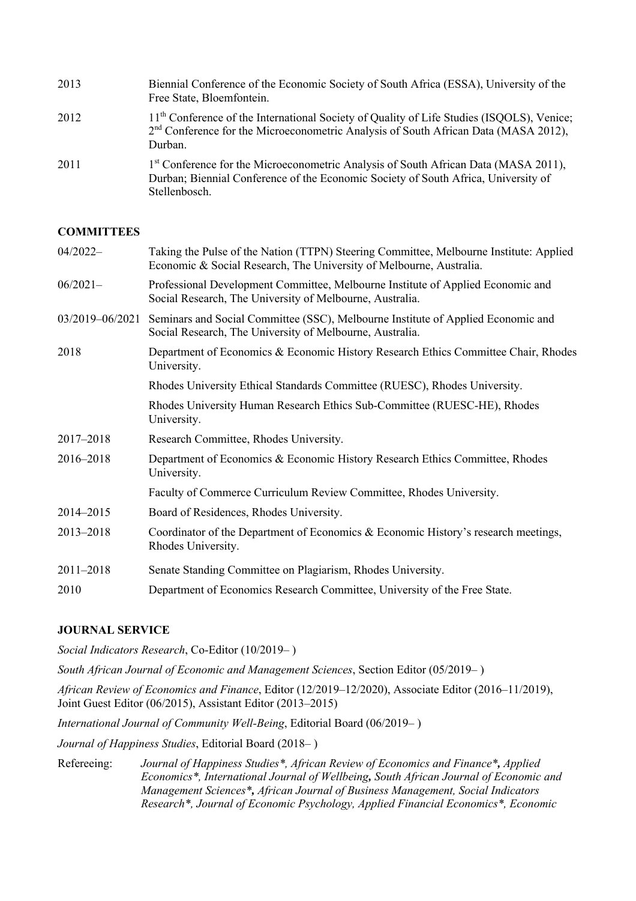2013 Biennial Conference of the Economic Society of South Africa (ESSA), University of the Free State, Bloemfontein.

2012 11th Conference of the International Society of Quality of Life Studies (ISQOLS), Venice; 2nd Conference for the Microeconometric Analysis of South African Data (MASA 2012), Durban.

2011 1st Conference for the Microeconometric Analysis of South African Data (MASA 2011), Durban; Biennial Conference of the Economic Society of South Africa, University of Stellenbosch.

**COMMITTEES**

04/2022– Taking the Pulse of the Nation (TTPN) Steering Committee, Melbourne Institute: Applied Economic & Social Research, The University of Melbourne, Australia.

06/2021– Professional Development Committee, Melbourne Institute of Applied Economic and Social Research, The University of Melbourne, Australia.

03/2019–06/2021 Seminars and Social Committee (SSC), Melbourne Institute of Applied Economic and Social Research, The University of Melbourne, Australia.

2018 Department of Economics & Economic History Research Ethics Committee Chair, Rhodes University.

Rhodes University Ethical Standards Committee (RUESC), Rhodes University.

Rhodes University Human Research Ethics Sub-Committee (RUESC-HE), Rhodes University.

2017–2018 Research Committee, Rhodes University.

2016–2018 Department of Economics & Economic History Research Ethics Committee, Rhodes University.

Faculty of Commerce Curriculum Review Committee, Rhodes University.

2014–2015 Board of Residences, Rhodes University.

2013–2018 Coordinator of the Department of Economics & Economic History's research meetings, Rhodes University.

2011–2018 Senate Standing Committee on Plagiarism, Rhodes University.

2010 Department of Economics Research Committee, University of the Free State.

**JOURNAL SERVICE**

*Social Indicators Research*, Co-Editor (10/2019– )

*South African Journal of Economic and Management Sciences*, Section Editor (05/2019– )

*African Review of Economics and Finance*, Editor (12/2019–12/2020), Associate Editor (2016–11/2019), Joint Guest Editor (06/2015), Assistant Editor (2013–2015)

*International Journal of Community Well-Being*, Editorial Board (06/2019– )

*Journal of Happiness Studies*, Editorial Board (2018– )

Refereeing: *Journal of Happiness Studies*, African Review of Economics and Finance*, Applied Economics*, International Journal of Wellbeing, South African Journal of Economic and Management Sciences*, African Journal of Business Management, Social Indicators Research*, Journal of Economic Psychology, Applied Financial Economics*, Economic*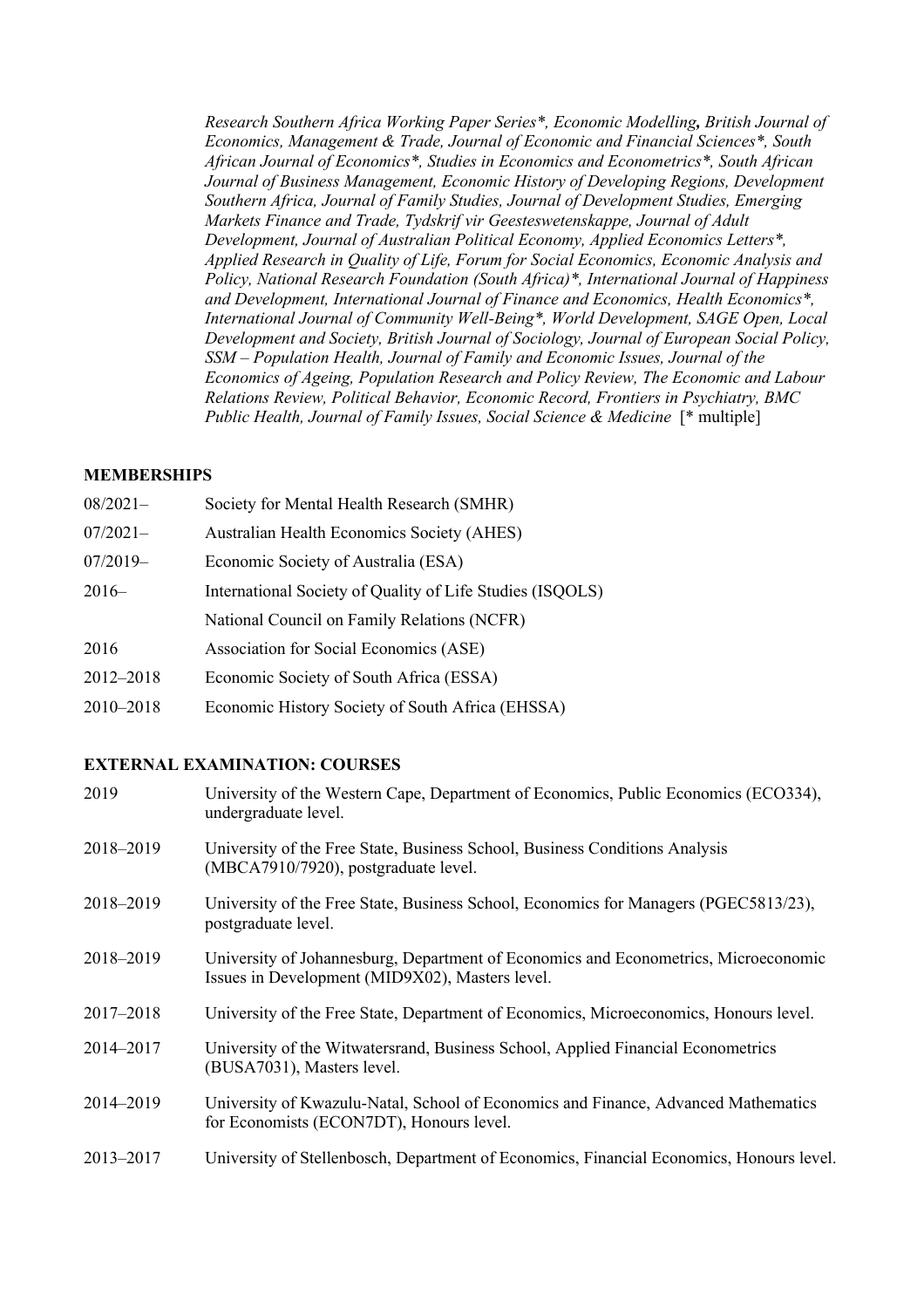*Research Southern Africa Working Paper Series*, Economic Modelling***, *British Journal of Economics, Management & Trade, Journal of Economic and Financial Sciences*, South African Journal of Economics*, Studies in Economics and Econometrics*, South African Journal of Business Management, Economic History of Developing Regions, Development Southern Africa, Journal of Family Studies, Journal of Development Studies, Emerging Markets Finance and Trade, Tydskrif vir Geesteswetenskappe, Journal of Adult Development, Journal of Australian Political Economy, Applied Economics Letters*, Applied Research in Quality of Life, Forum for Social Economics, Economic Analysis and Policy, National Research Foundation (South Africa)*, International Journal of Happiness and Development, International Journal of Finance and Economics, Health Economics*, International Journal of Community Well-Being*, World Development, SAGE Open, Local Development and Society, British Journal of Sociology, Journal of European Social Policy, SSM – Population Health, Journal of Family and Economic Issues, Journal of the Economics of Ageing, Population Research and Policy Review, The Economic and Labour Relations Review, Political Behavior, Economic Record, Frontiers in Psychiatry, BMC Public Health, Journal of Family Issues, Social Science & Medicine* [* multiple]

**MEMBERSHIPS**

| | |
|---|---|
| 08/2021– | Society for Mental Health Research (SMHR) |
| 07/2021– | Australian Health Economics Society (AHES) |
| 07/2019– | Economic Society of Australia (ESA) |
| 2016– | International Society of Quality of Life Studies (ISQOLS) |
| | National Council on Family Relations (NCFR) |
| 2016 | Association for Social Economics (ASE) |
| 2012–2018 | Economic Society of South Africa (ESSA) |
| 2010–2018 | Economic History Society of South Africa (EHSSA) |

**EXTERNAL EXAMINATION: COURSES**

| | |
|---|---|
| 2019 | University of the Western Cape, Department of Economics, Public Economics (ECO334), undergraduate level. |
| 2018–2019 | University of the Free State, Business School, Business Conditions Analysis (MBCA7910/7920), postgraduate level. |
| 2018–2019 | University of the Free State, Business School, Economics for Managers (PGEC5813/23), postgraduate level. |
| 2018–2019 | University of Johannesburg, Department of Economics and Econometrics, Microeconomic Issues in Development (MID9X02), Masters level. |
| 2017–2018 | University of the Free State, Department of Economics, Microeconomics, Honours level. |
| 2014–2017 | University of the Witwatersrand, Business School, Applied Financial Econometrics (BUSA7031), Masters level. |
| 2014–2019 | University of Kwazulu-Natal, School of Economics and Finance, Advanced Mathematics for Economists (ECON7DT), Honours level. |
| 2013–2017 | University of Stellenbosch, Department of Economics, Financial Economics, Honours level. |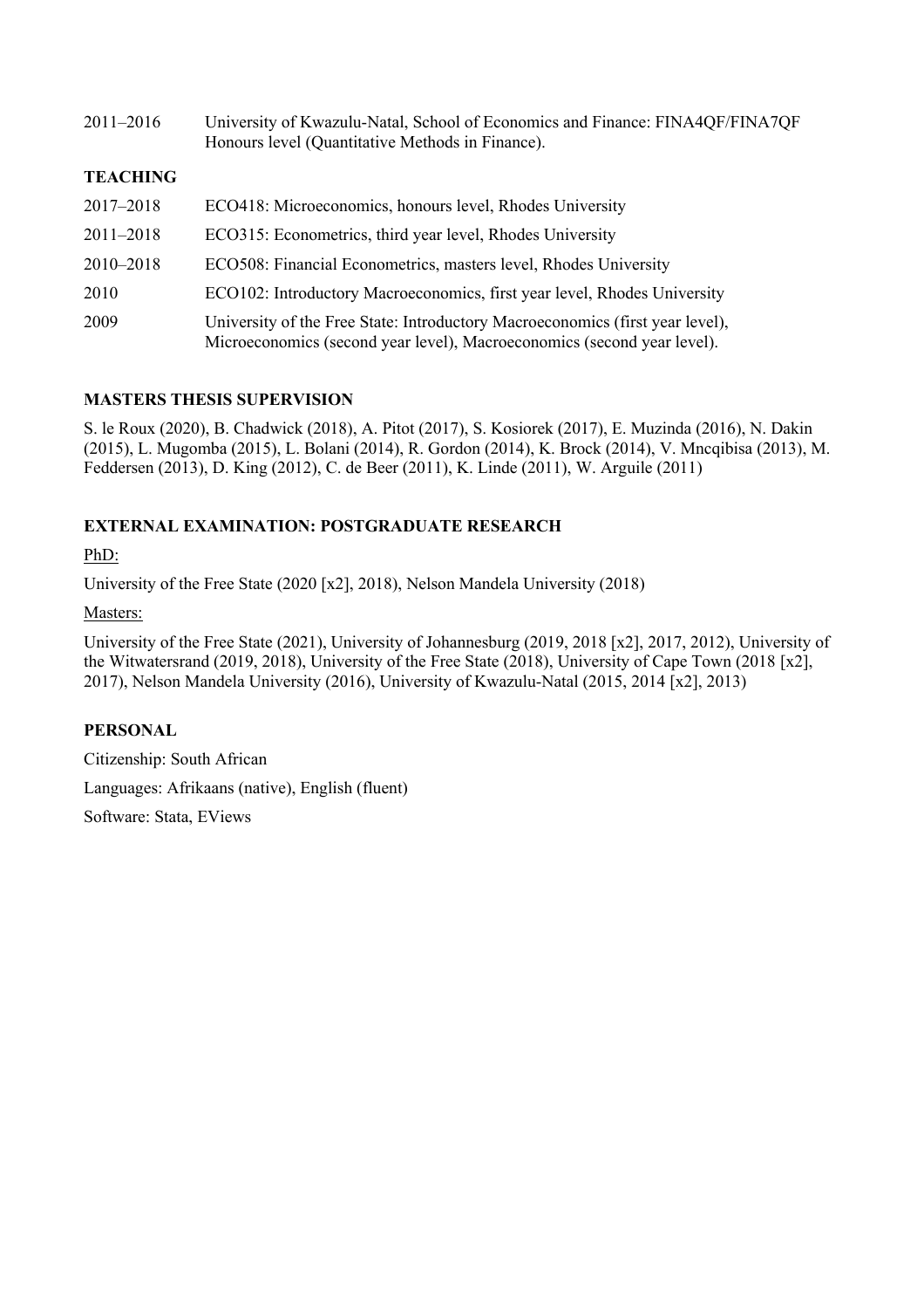| | |
|---|---|
| 2011–2016 | University of Kwazulu-Natal, School of Economics and Finance: FINA4QF/FINA7QF Honours level (Quantitative Methods in Finance). |

**TEACHING**

| | |
|---|---|
| 2017–2018 | ECO418: Microeconomics, honours level, Rhodes University |
| 2011–2018 | ECO315: Econometrics, third year level, Rhodes University |
| 2010–2018 | ECO508: Financial Econometrics, masters level, Rhodes University |
| 2010 | ECO102: Introductory Macroeconomics, first year level, Rhodes University |
| 2009 | University of the Free State: Introductory Macroeconomics (first year level), Microeconomics (second year level), Macroeconomics (second year level). |

**MASTERS THESIS SUPERVISION**

S. le Roux (2020), B. Chadwick (2018), A. Pitot (2017), S. Kosiorek (2017), E. Muzinda (2016), N. Dakin (2015), L. Mugomba (2015), L. Bolani (2014), R. Gordon (2014), K. Brock (2014), V. Mncqibisa (2013), M. Feddersen (2013), D. King (2012), C. de Beer (2011), K. Linde (2011), W. Arguile (2011)

**EXTERNAL EXAMINATION: POSTGRADUATE RESEARCH**

PhD:

University of the Free State (2020 [x2], 2018), Nelson Mandela University (2018)

Masters:

University of the Free State (2021), University of Johannesburg (2019, 2018 [x2], 2017, 2012), University of the Witwatersrand (2019, 2018), University of the Free State (2018), University of Cape Town (2018 [x2], 2017), Nelson Mandela University (2016), University of Kwazulu-Natal (2015, 2014 [x2], 2013)

**PERSONAL**

Citizenship: South African

Languages: Afrikaans (native), English (fluent)

Software: Stata, EViews